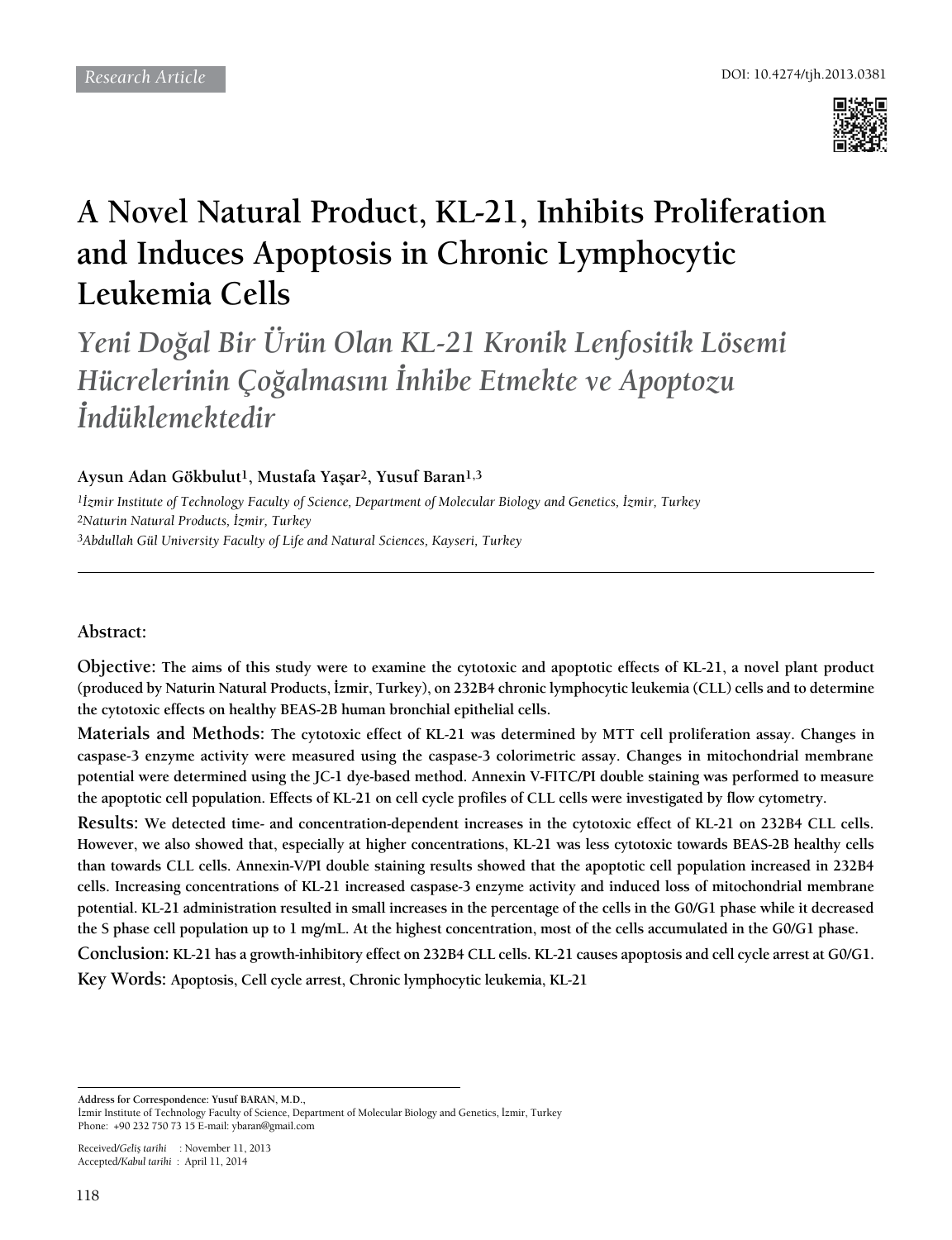Research Article

DOI: 10.4274/tjh.2013.0381

# A Novel Natural Product, KL-21, Inhibits Proliferation and Induces Apoptosis in Chronic Lymphocytic Leukemia Cells

## *Yeni Doğal Bir Ürün Olan KL-21 Kronik Lenfositik Lösemi Hücrelerinin Çoğalmasını İnhibe Etmekte ve Apoptozu İndüklemektedir*

**Aysun Adan Gökbulut[1], Mustafa Yaşar[2], Yusuf Baran[1,3]**

*[1]İzmir Institute of Technology Faculty of Science, Department of Molecular Biology and Genetics, İzmir, Turkey*
*[2]Naturin Natural Products, İzmir, Turkey*
*[3]Abdullah Gül University Faculty of Life and Natural Sciences, Kayseri, Turkey*

---

### Abstract:

**Objective:** The aims of this study were to examine the cytotoxic and apoptotic effects of KL-21, a novel plant product (produced by Naturin Natural Products, İzmir, Turkey), on 232B4 chronic lymphocytic leukemia (CLL) cells and to determine the cytotoxic effects on healthy BEAS-2B human bronchial epithelial cells.

**Materials and Methods:** The cytotoxic effect of KL-21 was determined by MTT cell proliferation assay. Changes in caspase-3 enzyme activity were measured using the caspase-3 colorimetric assay. Changes in mitochondrial membrane potential were determined using the JC-1 dye-based method. Annexin V-FITC/PI double staining was performed to measure the apoptotic cell population. Effects of KL-21 on cell cycle profiles of CLL cells were investigated by flow cytometry.

**Results:** We detected time- and concentration-dependent increases in the cytotoxic effect of KL-21 on 232B4 CLL cells. However, we also showed that, especially at higher concentrations, KL-21 was less cytotoxic towards BEAS-2B healthy cells than towards CLL cells. Annexin-V/PI double staining results showed that the apoptotic cell population increased in 232B4 cells. Increasing concentrations of KL-21 increased caspase-3 enzyme activity and induced loss of mitochondrial membrane potential. KL-21 administration resulted in small increases in the percentage of the cells in the G0/G1 phase while it decreased the S phase cell population up to 1 mg/mL. At the highest concentration, most of the cells accumulated in the G0/G1 phase.

**Conclusion:** KL-21 has a growth-inhibitory effect on 232B4 CLL cells. KL-21 causes apoptosis and cell cycle arrest at G0/G1.

**Key Words:** Apoptosis, Cell cycle arrest, Chronic lymphocytic leukemia, KL-21

---

**Address for Correspondence:** Yusuf BARAN, M.D.,
İzmir Institute of Technology Faculty of Science, Department of Molecular Biology and Genetics, İzmir, Turkey
Phone: +90 232 750 73 15 E-mail: ybaran@gmail.com

Received/*Geliş tarihi* : November 11, 2013
Accepted/*Kabul tarihi* : April 11, 2014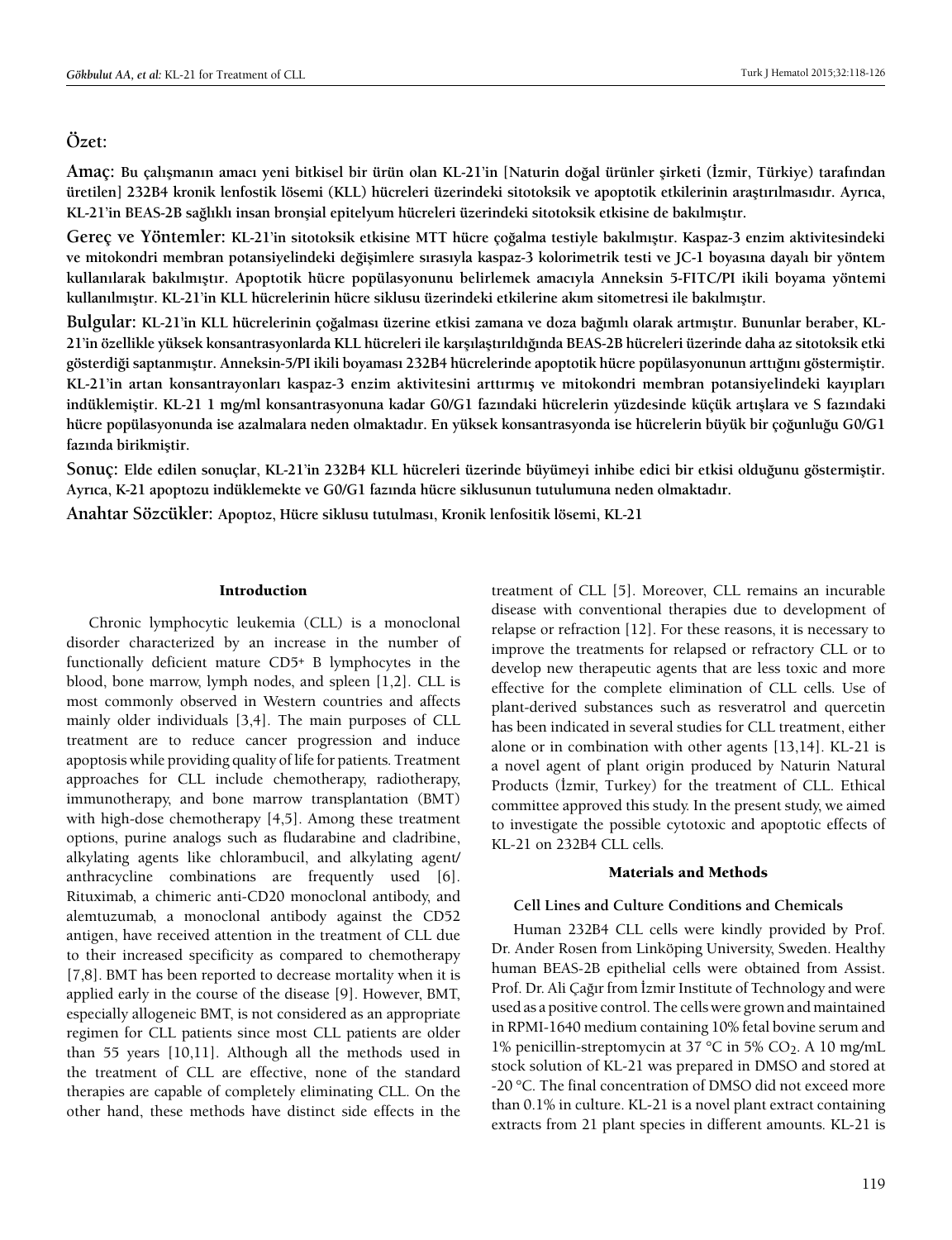## Özet:

**Amaç:** **Bu çalışmanın amacı yeni bitkisel bir ürün olan KL-21'in [Naturin doğal ürünler şirketi (İzmir, Türkiye) tarafından üretilen] 232B4 kronik lenfostik lösemi (KLL) hücreleri üzerindeki sitotoksik ve apoptotik etkilerinin araştırılmasıdır. Ayrıca, KL-21'in BEAS-2B sağlıklı insan bronşial epitelyum hücreleri üzerindeki sitotoksik etkisine de bakılmıştır.**

**Gereç ve Yöntemler:** **KL-21'in sitotoksik etkisine MTT hücre çoğalma testiyle bakılmıştır. Kaspaz-3 enzim aktivitesindeki ve mitokondri membran potansiyelindeki değişimlere sırasıyla kaspaz-3 kolorimetrik testi ve JC-1 boyasına dayalı bir yöntem kullanılarak bakılmıştır. Apoptotik hücre popülasyonunu belirlemek amacıyla Anneksin 5-FITC/PI ikili boyama yöntemi kullanılmıştır. KL-21'in KLL hücrelerinin hücre siklusu üzerindeki etkilerine akım sitometresi ile bakılmıştır.**

**Bulgular:** **KL-21'in KLL hücrelerinin çoğalması üzerine etkisi zamana ve doza bağımlı olarak artmıştır. Bununlar beraber, KL-21'in özellikle yüksek konsantrasyonlarda KLL hücreleri ile karşılaştırıldığında BEAS-2B hücreleri üzerinde daha az sitotoksik etki gösterdiği saptanmıştır. Anneksin-5/PI ikili boyaması 232B4 hücrelerinde apoptotik hücre popülasyonunun arttığını göstermiştir. KL-21'in artan konsantrayonları kaspaz-3 enzim aktivitesini arttırmış ve mitokondri membran potansiyelindeki kayıpları indüklemiştir. KL-21 1 mg/ml konsantrasyonuna kadar G0/G1 fazındaki hücrelerin yüzdesinde küçük artışlara ve S fazındaki hücre popülasyonunda ise azalmalara neden olmaktadır. En yüksek konsantrasyonda ise hücrelerin büyük bir çoğunluğu G0/G1 fazında birikmiştir.**

**Sonuç:** **Elde edilen sonuçlar, KL-21'in 232B4 KLL hücreleri üzerinde büyümeyi inhibe edici bir etkisi olduğunu göstermiştir. Ayrıca, K-21 apoptozu indüklemekte ve G0/G1 fazında hücre siklusunun tutulumuna neden olmaktadır.**

**Anahtar Sözcükler:** **Apoptoz, Hücre siklusu tutulması, Kronik lenfositik lösemi, KL-21**

## Introduction

Chronic lymphocytic leukemia (CLL) is a monoclonal disorder characterized by an increase in the number of functionally deficient mature CD5+ B lymphocytes in the blood, bone marrow, lymph nodes, and spleen [1,2]. CLL is most commonly observed in Western countries and affects mainly older individuals [3,4]. The main purposes of CLL treatment are to reduce cancer progression and induce apoptosis while providing quality of life for patients. Treatment approaches for CLL include chemotherapy, radiotherapy, immunotherapy, and bone marrow transplantation (BMT) with high-dose chemotherapy [4,5]. Among these treatment options, purine analogs such as fludarabine and cladribine, alkylating agents like chlorambucil, and alkylating agent/anthracycline combinations are frequently used [6]. Rituximab, a chimeric anti-CD20 monoclonal antibody, and alemtuzumab, a monoclonal antibody against the CD52 antigen, have received attention in the treatment of CLL due to their increased specificity as compared to chemotherapy [7,8]. BMT has been reported to decrease mortality when it is applied early in the course of the disease [9]. However, BMT, especially allogeneic BMT, is not considered as an appropriate regimen for CLL patients since most CLL patients are older than 55 years [10,11]. Although all the methods used in the treatment of CLL are effective, none of the standard therapies are capable of completely eliminating CLL. On the other hand, these methods have distinct side effects in the treatment of CLL [5]. Moreover, CLL remains an incurable disease with conventional therapies due to development of relapse or refraction [12]. For these reasons, it is necessary to improve the treatments for relapsed or refractory CLL or to develop new therapeutic agents that are less toxic and more effective for the complete elimination of CLL cells. Use of plant-derived substances such as resveratrol and quercetin has been indicated in several studies for CLL treatment, either alone or in combination with other agents [13,14]. KL-21 is a novel agent of plant origin produced by Naturin Natural Products (İzmir, Turkey) for the treatment of CLL. Ethical committee approved this study. In the present study, we aimed to investigate the possible cytotoxic and apoptotic effects of KL-21 on 232B4 CLL cells.

## Materials and Methods

### Cell Lines and Culture Conditions and Chemicals

Human 232B4 CLL cells were kindly provided by Prof. Dr. Ander Rosen from Linköping University, Sweden. Healthy human BEAS-2B epithelial cells were obtained from Assist. Prof. Dr. Ali Çağır from İzmir Institute of Technology and were used as a positive control. The cells were grown and maintained in RPMI-1640 medium containing 10% fetal bovine serum and 1% penicillin-streptomycin at 37 °C in 5% $CO_2$. A 10 mg/mL stock solution of KL-21 was prepared in DMSO and stored at -20 °C. The final concentration of DMSO did not exceed more than 0.1% in culture. KL-21 is a novel plant extract containing extracts from 21 plant species in different amounts. KL-21 is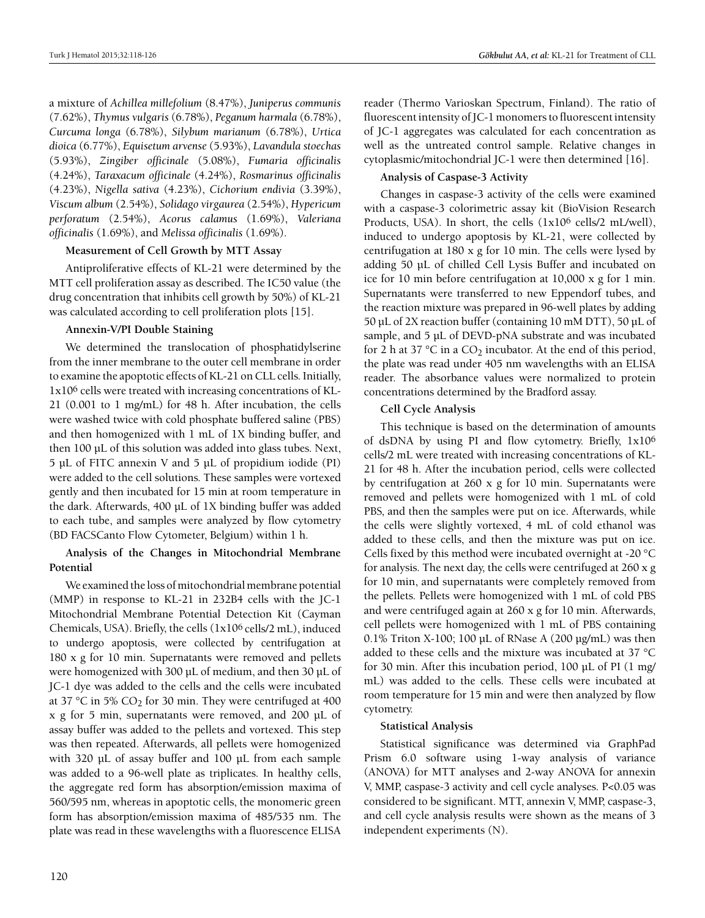a mixture of *Achillea millefolium* (8.47%), *Juniperus communis* (7.62%), *Thymus vulgaris* (6.78%), *Peganum harmala* (6.78%), *Curcuma longa* (6.78%), *Silybum marianum* (6.78%), *Urtica dioica* (6.77%), *Equisetum arvense* (5.93%), *Lavandula stoechas* (5.93%), *Zingiber officinale* (5.08%), *Fumaria officinalis* (4.24%), *Taraxacum officinale* (4.24%), *Rosmarinus officinalis* (4.23%), *Nigella sativa* (4.23%), *Cichorium endivia* (3.39%), *Viscum album* (2.54%), *Solidago virgaurea* (2.54%), *Hypericum perforatum* (2.54%), *Acorus calamus* (1.69%), *Valeriana officinalis* (1.69%), and *Melissa officinalis* (1.69%).

**Measurement of Cell Growth by MTT Assay**

Antiproliferative effects of KL-21 were determined by the MTT cell proliferation assay as described. The IC50 value (the drug concentration that inhibits cell growth by 50%) of KL-21 was calculated according to cell proliferation plots [15].

**Annexin-V/PI Double Staining**

We determined the translocation of phosphatidylserine from the inner membrane to the outer cell membrane in order to examine the apoptotic effects of KL-21 on CLL cells. Initially, $1\times10^6$ cells were treated with increasing concentrations of KL-21 (0.001 to 1 mg/mL) for 48 h. After incubation, the cells were washed twice with cold phosphate buffered saline (PBS) and then homogenized with 1 mL of 1X binding buffer, and then 100 µL of this solution was added into glass tubes. Next, 5 µL of FITC annexin V and 5 µL of propidium iodide (PI) were added to the cell solutions. These samples were vortexed gently and then incubated for 15 min at room temperature in the dark. Afterwards, 400 µL of 1X binding buffer was added to each tube, and samples were analyzed by flow cytometry (BD FACSCanto Flow Cytometer, Belgium) within 1 h.

**Analysis of the Changes in Mitochondrial Membrane Potential**

We examined the loss of mitochondrial membrane potential (MMP) in response to KL-21 in 232B4 cells with the JC-1 Mitochondrial Membrane Potential Detection Kit (Cayman Chemicals, USA). Briefly, the cells ($1\times10^6$ cells/2 mL), induced to undergo apoptosis, were collected by centrifugation at 180 x g for 10 min. Supernatants were removed and pellets were homogenized with 300 µL of medium, and then 30 µL of JC-1 dye was added to the cells and the cells were incubated at 37 °C in 5% $CO_2$ for 30 min. They were centrifuged at 400 x g for 5 min, supernatants were removed, and 200 µL of assay buffer was added to the pellets and vortexed. This step was then repeated. Afterwards, all pellets were homogenized with 320 µL of assay buffer and 100 µL from each sample was added to a 96-well plate as triplicates. In healthy cells, the aggregate red form has absorption/emission maxima of 560/595 nm, whereas in apoptotic cells, the monomeric green form has absorption/emission maxima of 485/535 nm. The plate was read in these wavelengths with a fluorescence ELISA reader (Thermo Varioskan Spectrum, Finland). The ratio of fluorescent intensity of JC-1 monomers to fluorescent intensity of JC-1 aggregates was calculated for each concentration as well as the untreated control sample. Relative changes in cytoplasmic/mitochondrial JC-1 were then determined [16].

**Analysis of Caspase-3 Activity**

Changes in caspase-3 activity of the cells were examined with a caspase-3 colorimetric assay kit (BioVision Research Products, USA). In short, the cells ($1\times10^6$ cells/2 mL/well), induced to undergo apoptosis by KL-21, were collected by centrifugation at 180 x g for 10 min. The cells were lysed by adding 50 µL of chilled Cell Lysis Buffer and incubated on ice for 10 min before centrifugation at 10,000 x g for 1 min. Supernatants were transferred to new Eppendorf tubes, and the reaction mixture was prepared in 96-well plates by adding 50 µL of 2X reaction buffer (containing 10 mM DTT), 50 µL of sample, and 5 µL of DEVD-pNA substrate and was incubated for 2 h at 37 °C in a $CO_2$ incubator. At the end of this period, the plate was read under 405 nm wavelengths with an ELISA reader. The absorbance values were normalized to protein concentrations determined by the Bradford assay.

**Cell Cycle Analysis**

This technique is based on the determination of amounts of dsDNA by using PI and flow cytometry. Briefly, $1\times10^6$ cells/2 mL were treated with increasing concentrations of KL-21 for 48 h. After the incubation period, cells were collected by centrifugation at 260 x g for 10 min. Supernatants were removed and pellets were homogenized with 1 mL of cold PBS, and then the samples were put on ice. Afterwards, while the cells were slightly vortexed, 4 mL of cold ethanol was added to these cells, and then the mixture was put on ice. Cells fixed by this method were incubated overnight at -20 °C for analysis. The next day, the cells were centrifuged at 260 x g for 10 min, and supernatants were completely removed from the pellets. Pellets were homogenized with 1 mL of cold PBS and were centrifuged again at 260 x g for 10 min. Afterwards, cell pellets were homogenized with 1 mL of PBS containing 0.1% Triton X-100; 100 µL of RNase A (200 µg/mL) was then added to these cells and the mixture was incubated at 37 °C for 30 min. After this incubation period, 100 µL of PI (1 mg/mL) was added to the cells. These cells were incubated at room temperature for 15 min and were then analyzed by flow cytometry.

**Statistical Analysis**

Statistical significance was determined via GraphPad Prism 6.0 software using 1-way analysis of variance (ANOVA) for MTT analyses and 2-way ANOVA for annexin V, MMP, caspase-3 activity and cell cycle analyses. $P<0.05$ was considered to be significant. MTT, annexin V, MMP, caspase-3, and cell cycle analysis results were shown as the means of 3 independent experiments (N).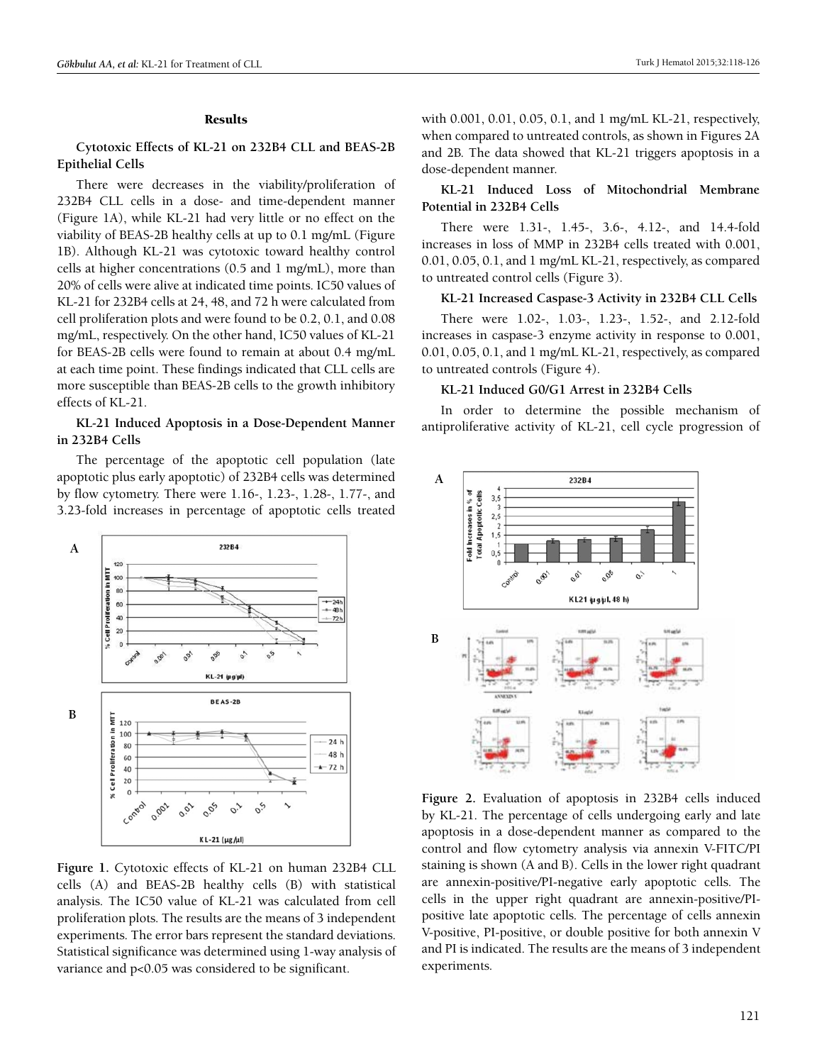## Results

### Cytotoxic Effects of KL-21 on 232B4 CLL and BEAS-2B Epithelial Cells

There were decreases in the viability/proliferation of 232B4 CLL cells in a dose- and time-dependent manner (Figure 1A), while KL-21 had very little or no effect on the viability of BEAS-2B healthy cells at up to 0.1 mg/mL (Figure 1B). Although KL-21 was cytotoxic toward healthy control cells at higher concentrations (0.5 and 1 mg/mL), more than 20% of cells were alive at indicated time points. IC50 values of KL-21 for 232B4 cells at 24, 48, and 72 h were calculated from cell proliferation plots and were found to be 0.2, 0.1, and 0.08 mg/mL, respectively. On the other hand, IC50 values of KL-21 for BEAS-2B cells were found to remain at about 0.4 mg/mL at each time point. These findings indicated that CLL cells are more susceptible than BEAS-2B cells to the growth inhibitory effects of KL-21.

### KL-21 Induced Apoptosis in a Dose-Dependent Manner in 232B4 Cells

The percentage of the apoptotic cell population (late apoptotic plus early apoptotic) of 232B4 cells was determined by flow cytometry. There were 1.16-, 1.23-, 1.28-, 1.77-, and 3.23-fold increases in percentage of apoptotic cells treated with 0.001, 0.01, 0.05, 0.1, and 1 mg/mL KL-21, respectively, when compared to untreated controls, as shown in Figures 2A and 2B. The data showed that KL-21 triggers apoptosis in a dose-dependent manner.

**Figure 1.** Cytotoxic effects of KL-21 on human 232B4 CLL cells (A) and BEAS-2B healthy cells (B) with statistical analysis. The IC50 value of KL-21 was calculated from cell proliferation plots. The results are the means of 3 independent experiments. The error bars represent the standard deviations. Statistical significance was determined using 1-way analysis of variance and p<0.05 was considered to be significant.

### KL-21 Induced Loss of Mitochondrial Membrane Potential in 232B4 Cells

There were 1.31-, 1.45-, 3.6-, 4.12-, and 14.4-fold increases in loss of MMP in 232B4 cells treated with 0.001, 0.01, 0.05, 0.1, and 1 mg/mL KL-21, respectively, as compared to untreated control cells (Figure 3).

### KL-21 Increased Caspase-3 Activity in 232B4 CLL Cells

There were 1.02-, 1.03-, 1.23-, 1.52-, and 2.12-fold increases in caspase-3 enzyme activity in response to 0.001, 0.01, 0.05, 0.1, and 1 mg/mL KL-21, respectively, as compared to untreated controls (Figure 4).

### KL-21 Induced G0/G1 Arrest in 232B4 Cells

In order to determine the possible mechanism of antiproliferative activity of KL-21, cell cycle progression of

**Figure 2.** Evaluation of apoptosis in 232B4 cells induced by KL-21. The percentage of cells undergoing early and late apoptosis in a dose-dependent manner as compared to the control and flow cytometry analysis via annexin V-FITC/PI staining is shown (A and B). Cells in the lower right quadrant are annexin-positive/PI-negative early apoptotic cells. The cells in the upper right quadrant are annexin-positive/PI-positive late apoptotic cells. The percentage of cells annexin V-positive, PI-positive, or double positive for both annexin V and PI is indicated. The results are the means of 3 independent experiments.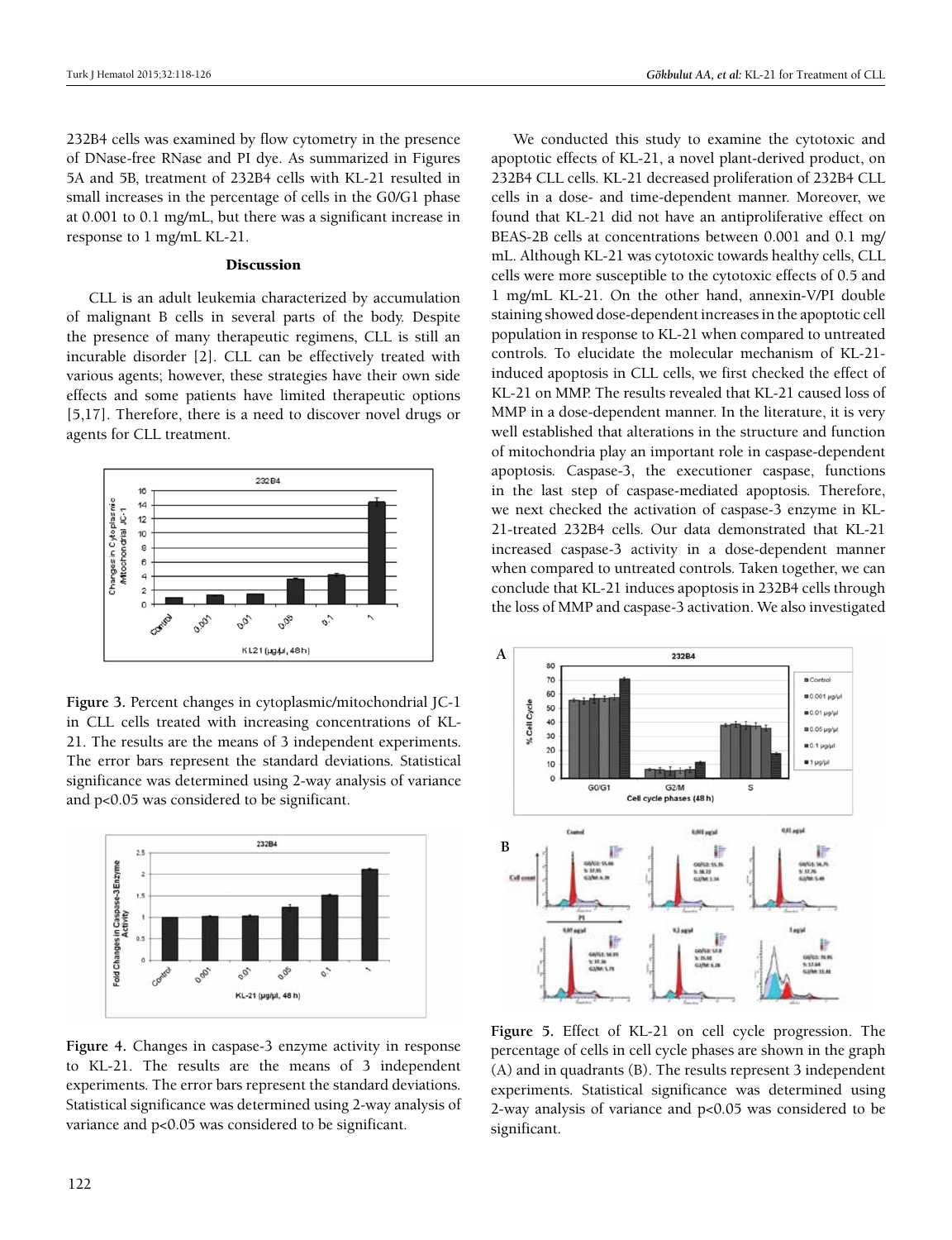232B4 cells was examined by flow cytometry in the presence of DNase-free RNase and PI dye. As summarized in Figures 5A and 5B, treatment of 232B4 cells with KL-21 resulted in small increases in the percentage of cells in the G0/G1 phase at 0.001 to 0.1 mg/mL, but there was a significant increase in response to 1 mg/mL KL-21.

## Discussion

CLL is an adult leukemia characterized by accumulation of malignant B cells in several parts of the body. Despite the presence of many therapeutic regimens, CLL is still an incurable disorder [2]. CLL can be effectively treated with various agents; however, these strategies have their own side effects and some patients have limited therapeutic options [5,17]. Therefore, there is a need to discover novel drugs or agents for CLL treatment.

**Figure 3.** Percent changes in cytoplasmic/mitochondrial JC-1 in CLL cells treated with increasing concentrations of KL-21. The results are the means of 3 independent experiments. The error bars represent the standard deviations. Statistical significance was determined using 2-way analysis of variance and $p<0.05$ was considered to be significant.

**Figure 4.** Changes in caspase-3 enzyme activity in response to KL-21. The results are the means of 3 independent experiments. The error bars represent the standard deviations. Statistical significance was determined using 2-way analysis of variance and $p<0.05$ was considered to be significant.

We conducted this study to examine the cytotoxic and apoptotic effects of KL-21, a novel plant-derived product, on 232B4 CLL cells. KL-21 decreased proliferation of 232B4 CLL cells in a dose- and time-dependent manner. Moreover, we found that KL-21 did not have an antiproliferative effect on BEAS-2B cells at concentrations between 0.001 and 0.1 mg/mL. Although KL-21 was cytotoxic towards healthy cells, CLL cells were more susceptible to the cytotoxic effects of 0.5 and 1 mg/mL KL-21. On the other hand, annexin-V/PI double staining showed dose-dependent increases in the apoptotic cell population in response to KL-21 when compared to untreated controls. To elucidate the molecular mechanism of KL-21-induced apoptosis in CLL cells, we first checked the effect of KL-21 on MMP. The results revealed that KL-21 caused loss of MMP in a dose-dependent manner. In the literature, it is very well established that alterations in the structure and function of mitochondria play an important role in caspase-dependent apoptosis. Caspase-3, the executioner caspase, functions in the last step of caspase-mediated apoptosis. Therefore, we next checked the activation of caspase-3 enzyme in KL-21-treated 232B4 cells. Our data demonstrated that KL-21 increased caspase-3 activity in a dose-dependent manner when compared to untreated controls. Taken together, we can conclude that KL-21 induces apoptosis in 232B4 cells through the loss of MMP and caspase-3 activation. We also investigated

**Figure 5.** Effect of KL-21 on cell cycle progression. The percentage of cells in cell cycle phases are shown in the graph (A) and in quadrants (B). The results represent 3 independent experiments. Statistical significance was determined using 2-way analysis of variance and $p<0.05$ was considered to be significant.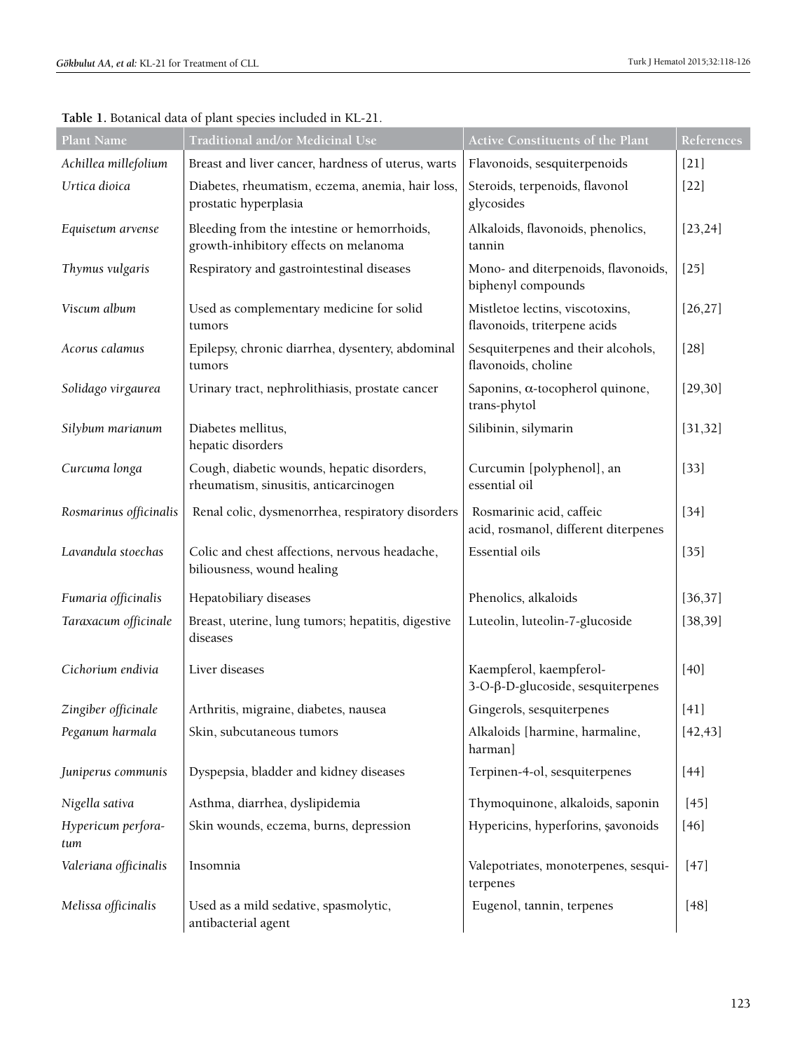**Table 1.** Botanical data of plant species included in KL-21.

| Plant Name | Traditional and/or Medicinal Use | Active Constituents of the Plant | References |
|---|---|---|---|
| *Achillea millefolium* | Breast and liver cancer, hardness of uterus, warts | Flavonoids, sesquiterpenoids | [21] |
| *Urtica dioica* | Diabetes, rheumatism, eczema, anemia, hair loss, prostatic hyperplasia | Steroids, terpenoids, flavonol glycosides | [22] |
| *Equisetum arvense* | Bleeding from the intestine or hemorrhoids, growth-inhibitory effects on melanoma | Alkaloids, flavonoids, phenolics, tannin | [23,24] |
| *Thymus vulgaris* | Respiratory and gastrointestinal diseases | Mono- and diterpenoids, flavonoids, biphenyl compounds | [25] |
| *Viscum album* | Used as complementary medicine for solid tumors | Mistletoe lectins, viscotoxins, flavonoids, triterpene acids | [26,27] |
| *Acorus calamus* | Epilepsy, chronic diarrhea, dysentery, abdominal tumors | Sesquiterpenes and their alcohols, flavonoids, choline | [28] |
| *Solidago virgaurea* | Urinary tract, nephrolithiasis, prostate cancer | Saponins, α-tocopherol quinone, trans-phytol | [29,30] |
| *Silybum marianum* | Diabetes mellitus, hepatic disorders | Silibinin, silymarin | [31,32] |
| *Curcuma longa* | Cough, diabetic wounds, hepatic disorders, rheumatism, sinusitis, anticarcinogen | Curcumin [polyphenol], an essential oil | [33] |
| *Rosmarinus officinalis* | Renal colic, dysmenorrhea, respiratory disorders | Rosmarinic acid, caffeic acid, rosmanol, different diterpenes | [34] |
| *Lavandula stoechas* | Colic and chest affections, nervous headache, biliousness, wound healing | Essential oils | [35] |
| *Fumaria officinalis* | Hepatobiliary diseases | Phenolics, alkaloids | [36,37] |
| *Taraxacum officinale* | Breast, uterine, lung tumors; hepatitis, digestive diseases | Luteolin, luteolin-7-glucoside | [38,39] |
| *Cichorium endivia* | Liver diseases | Kaempferol, kaempferol-3-O-β-D-glucoside, sesquiterpenes | [40] |
| *Zingiber officinale* | Arthritis, migraine, diabetes, nausea | Gingerols, sesquiterpenes | [41] |
| *Peganum harmala* | Skin, subcutaneous tumors | Alkaloids [harmine, harmaline, harman] | [42,43] |
| *Juniperus communis* | Dyspepsia, bladder and kidney diseases | Terpinen-4-ol, sesquiterpenes | [44] |
| *Nigella sativa* | Asthma, diarrhea, dyslipidemia | Thymoquinone, alkaloids, saponin | [45] |
| *Hypericum perforatum* | Skin wounds, eczema, burns, depression | Hypericins, hyperforins, şavonoids | [46] |
| *Valeriana officinalis* | Insomnia | Valepotriates, monoterpenes, sesquiterpenes | [47] |
| *Melissa officinalis* | Used as a mild sedative, spasmolytic, antibacterial agent | Eugenol, tannin, terpenes | [48] |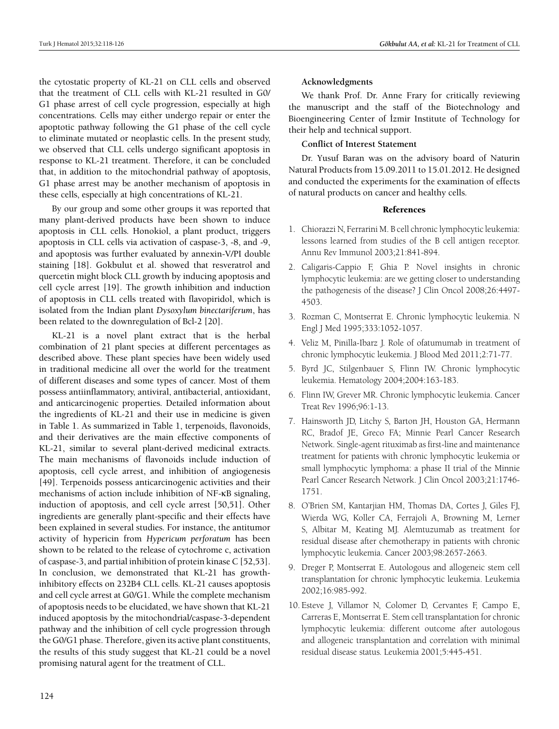the cytostatic property of KL-21 on CLL cells and observed that the treatment of CLL cells with KL-21 resulted in G0/G1 phase arrest of cell cycle progression, especially at high concentrations. Cells may either undergo repair or enter the apoptotic pathway following the G1 phase of the cell cycle to eliminate mutated or neoplastic cells. In the present study, we observed that CLL cells undergo significant apoptosis in response to KL-21 treatment. Therefore, it can be concluded that, in addition to the mitochondrial pathway of apoptosis, G1 phase arrest may be another mechanism of apoptosis in these cells, especially at high concentrations of KL-21.

By our group and some other groups it was reported that many plant-derived products have been shown to induce apoptosis in CLL cells. Honokiol, a plant product, triggers apoptosis in CLL cells via activation of caspase-3, -8, and -9, and apoptosis was further evaluated by annexin-V/PI double staining [18]. Gokbulut et al. showed that resveratrol and quercetin might block CLL growth by inducing apoptosis and cell cycle arrest [19]. The growth inhibition and induction of apoptosis in CLL cells treated with flavopiridol, which is isolated from the Indian plant *Dysoxylum binectariferum*, has been related to the downregulation of Bcl-2 [20].

KL-21 is a novel plant extract that is the herbal combination of 21 plant species at different percentages as described above. These plant species have been widely used in traditional medicine all over the world for the treatment of different diseases and some types of cancer. Most of them possess antiinflammatory, antiviral, antibacterial, antioxidant, and anticarcinogenic properties. Detailed information about the ingredients of KL-21 and their use in medicine is given in Table 1. As summarized in Table 1, terpenoids, flavonoids, and their derivatives are the main effective components of KL-21, similar to several plant-derived medicinal extracts. The main mechanisms of flavonoids include induction of apoptosis, cell cycle arrest, and inhibition of angiogenesis [49]. Terpenoids possess anticarcinogenic activities and their mechanisms of action include inhibition of NF-κB signaling, induction of apoptosis, and cell cycle arrest [50,51]. Other ingredients are generally plant-specific and their effects have been explained in several studies. For instance, the antitumor activity of hypericin from *Hypericum perforatum* has been shown to be related to the release of cytochrome c, activation of caspase-3, and partial inhibition of protein kinase C [52,53]. In conclusion, we demonstrated that KL-21 has growth-inhibitory effects on 232B4 CLL cells. KL-21 causes apoptosis and cell cycle arrest at G0/G1. While the complete mechanism of apoptosis needs to be elucidated, we have shown that KL-21 induced apoptosis by the mitochondrial/caspase-3-dependent pathway and the inhibition of cell cycle progression through the G0/G1 phase. Therefore, given its active plant constituents, the results of this study suggest that KL-21 could be a novel promising natural agent for the treatment of CLL.

**Acknowledgments**

We thank Prof. Dr. Anne Frary for critically reviewing the manuscript and the staff of the Biotechnology and Bioengineering Center of İzmir Institute of Technology for their help and technical support.

**Conflict of Interest Statement**

Dr. Yusuf Baran was on the advisory board of Naturin Natural Products from 15.09.2011 to 15.01.2012. He designed and conducted the experiments for the examination of effects of natural products on cancer and healthy cells.

## References

1. Chiorazzi N, Ferrarini M. B cell chronic lymphocytic leukemia: lessons learned from studies of the B cell antigen receptor. Annu Rev Immunol 2003;21:841-894.
2. Caligaris-Cappio F, Ghia P. Novel insights in chronic lymphocytic leukemia: are we getting closer to understanding the pathogenesis of the disease? J Clin Oncol 2008;26:4497-4503.
3. Rozman C, Montserrat E. Chronic lymphocytic leukemia. N Engl J Med 1995;333:1052-1057.
4. Veliz M, Pinilla-Ibarz J. Role of ofatumumab in treatment of chronic lymphocytic leukemia. J Blood Med 2011;2:71-77.
5. Byrd JC, Stilgenbauer S, Flinn IW. Chronic lymphocytic leukemia. Hematology 2004;2004:163-183.
6. Flinn IW, Grever MR. Chronic lymphocytic leukemia. Cancer Treat Rev 1996;96:1-13.
7. Hainsworth JD, Litchy S, Barton JH, Houston GA, Hermann RC, Bradof JE, Greco FA; Minnie Pearl Cancer Research Network. Single-agent rituximab as first-line and maintenance treatment for patients with chronic lymphocytic leukemia or small lymphocytic lymphoma: a phase II trial of the Minnie Pearl Cancer Research Network. J Clin Oncol 2003;21:1746-1751.
8. O'Brien SM, Kantarjian HM, Thomas DA, Cortes J, Giles FJ, Wierda WG, Koller CA, Ferrajoli A, Browning M, Lerner S, Albitar M, Keating MJ. Alemtuzumab as treatment for residual disease after chemotherapy in patients with chronic lymphocytic leukemia. Cancer 2003;98:2657-2663.
9. Dreger P, Montserrat E. Autologous and allogeneic stem cell transplantation for chronic lymphocytic leukemia. Leukemia 2002;16:985-992.
10. Esteve J, Villamor N, Colomer D, Cervantes F, Campo E, Carreras E, Montserrat E. Stem cell transplantation for chronic lymphocytic leukemia: different outcome after autologous and allogeneic transplantation and correlation with minimal residual disease status. Leukemia 2001;5:445-451.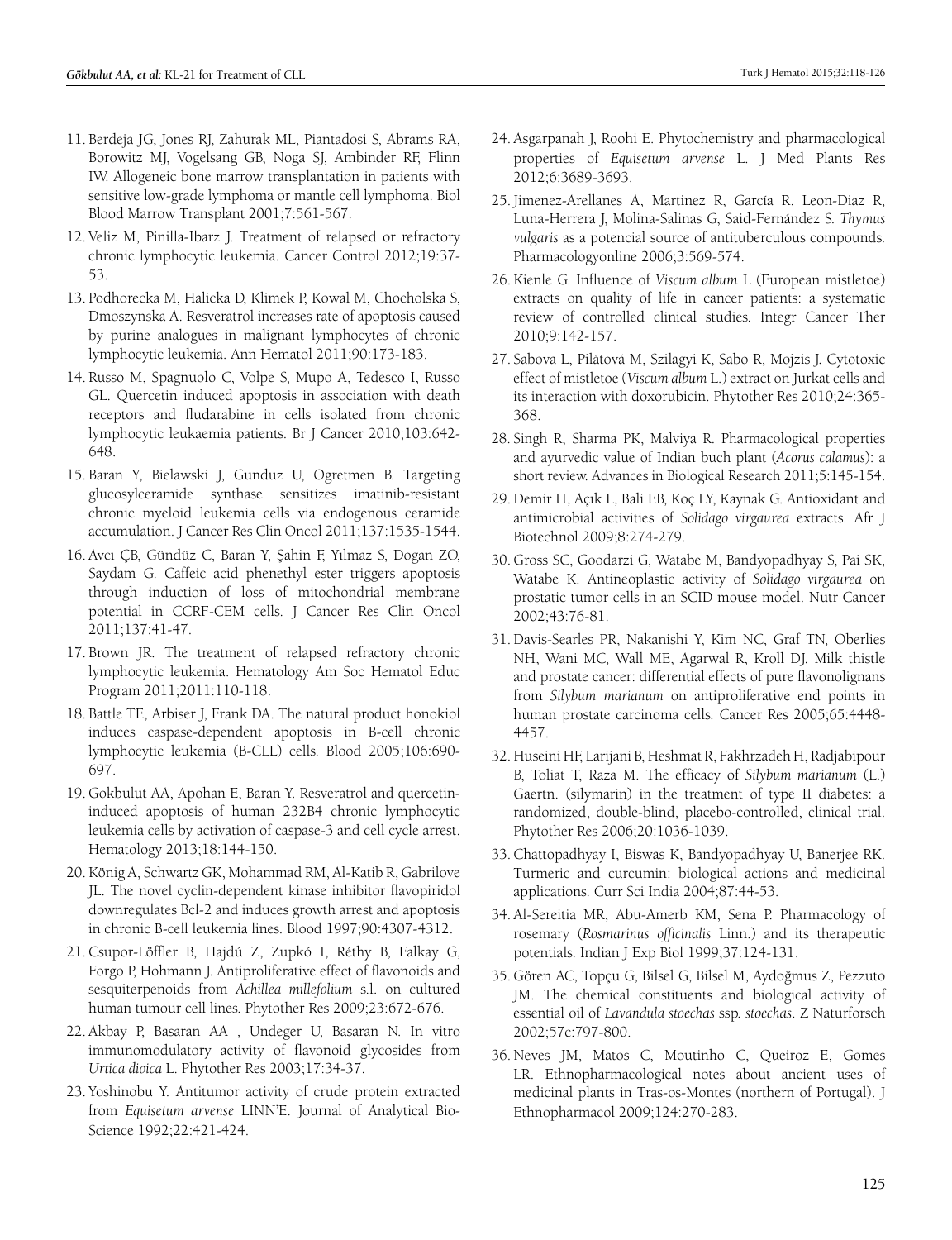11. Berdeja JG, Jones RJ, Zahurak ML, Piantadosi S, Abrams RA, Borowitz MJ, Vogelsang GB, Noga SJ, Ambinder RF, Flinn IW. Allogeneic bone marrow transplantation in patients with sensitive low-grade lymphoma or mantle cell lymphoma. Biol Blood Marrow Transplant 2001;7:561-567.
12. Veliz M, Pinilla-Ibarz J. Treatment of relapsed or refractory chronic lymphocytic leukemia. Cancer Control 2012;19:37-53.
13. Podhorecka M, Halicka D, Klimek P, Kowal M, Chocholska S, Dmoszynska A. Resveratrol increases rate of apoptosis caused by purine analogues in malignant lymphocytes of chronic lymphocytic leukemia. Ann Hematol 2011;90:173-183.
14. Russo M, Spagnuolo C, Volpe S, Mupo A, Tedesco I, Russo GL. Quercetin induced apoptosis in association with death receptors and fludarabine in cells isolated from chronic lymphocytic leukaemia patients. Br J Cancer 2010;103:642-648.
15. Baran Y, Bielawski J, Gunduz U, Ogretmen B. Targeting glucosylceramide synthase sensitizes imatinib-resistant chronic myeloid leukemia cells via endogenous ceramide accumulation. J Cancer Res Clin Oncol 2011;137:1535-1544.
16. Avcı ÇB, Gündüz C, Baran Y, Şahin F, Yılmaz S, Dogan ZO, Saydam G. Caffeic acid phenethyl ester triggers apoptosis through induction of loss of mitochondrial membrane potential in CCRF-CEM cells. J Cancer Res Clin Oncol 2011;137:41-47.
17. Brown JR. The treatment of relapsed refractory chronic lymphocytic leukemia. Hematology Am Soc Hematol Educ Program 2011;2011:110-118.
18. Battle TE, Arbiser J, Frank DA. The natural product honokiol induces caspase-dependent apoptosis in B-cell chronic lymphocytic leukemia (B-CLL) cells. Blood 2005;106:690-697.
19. Gokbulut AA, Apohan E, Baran Y. Resveratrol and quercetin-induced apoptosis of human 232B4 chronic lymphocytic leukemia cells by activation of caspase-3 and cell cycle arrest. Hematology 2013;18:144-150.
20. König A, Schwartz GK, Mohammad RM, Al-Katib R, Gabrilove JL. The novel cyclin-dependent kinase inhibitor flavopiridol downregulates Bcl-2 and induces growth arrest and apoptosis in chronic B-cell leukemia lines. Blood 1997;90:4307-4312.
21. Csupor-Löffler B, Hajdú Z, Zupkó I, Réthy B, Falkay G, Forgo P, Hohmann J. Antiproliferative effect of flavonoids and sesquiterpenoids from *Achillea millefolium* s.l. on cultured human tumour cell lines. Phytother Res 2009;23:672-676.
22. Akbay P, Basaran AA , Undeger U, Basaran N. In vitro immunomodulatory activity of flavonoid glycosides from *Urtica dioica* L. Phytother Res 2003;17:34-37.
23. Yoshinobu Y. Antitumor activity of crude protein extracted from *Equisetum arvense* LINN'E. Journal of Analytical Bio-Science 1992;22:421-424.
24. Asgarpanah J, Roohi E. Phytochemistry and pharmacological properties of *Equisetum arvense* L. J Med Plants Res 2012;6:3689-3693.
25. Jimenez-Arellanes A, Martinez R, García R, Leon-Diaz R, Luna-Herrera J, Molina-Salinas G, Said-Fernández S. *Thymus vulgaris* as a potencial source of antituberculous compounds. Pharmacologyonline 2006;3:569-574.
26. Kienle G. Influence of *Viscum album* L (European mistletoe) extracts on quality of life in cancer patients: a systematic review of controlled clinical studies. Integr Cancer Ther 2010;9:142-157.
27. Sabova L, Pilátová M, Szilagyi K, Sabo R, Mojzis J. Cytotoxic effect of mistletoe (*Viscum album* L.) extract on Jurkat cells and its interaction with doxorubicin. Phytother Res 2010;24:365-368.
28. Singh R, Sharma PK, Malviya R. Pharmacological properties and ayurvedic value of Indian buch plant (*Acorus calamus*): a short review. Advances in Biological Research 2011;5:145-154.
29. Demir H, Açık L, Bali EB, Koç LY, Kaynak G. Antioxidant and antimicrobial activities of *Solidago virgaurea* extracts. Afr J Biotechnol 2009;8:274-279.
30. Gross SC, Goodarzi G, Watabe M, Bandyopadhyay S, Pai SK, Watabe K. Antineoplastic activity of *Solidago virgaurea* on prostatic tumor cells in an SCID mouse model. Nutr Cancer 2002;43:76-81.
31. Davis-Searles PR, Nakanishi Y, Kim NC, Graf TN, Oberlies NH, Wani MC, Wall ME, Agarwal R, Kroll DJ. Milk thistle and prostate cancer: differential effects of pure flavonolignans from *Silybum marianum* on antiproliferative end points in human prostate carcinoma cells. Cancer Res 2005;65:4448-4457.
32. Huseini HF, Larijani B, Heshmat R, Fakhrzadeh H, Radjabipour B, Toliat T, Raza M. The efficacy of *Silybum marianum* (L.) Gaertn. (silymarin) in the treatment of type II diabetes: a randomized, double-blind, placebo-controlled, clinical trial. Phytother Res 2006;20:1036-1039.
33. Chattopadhyay I, Biswas K, Bandyopadhyay U, Banerjee RK. Turmeric and curcumin: biological actions and medicinal applications. Curr Sci India 2004;87:44-53.
34. Al-Sereitia MR, Abu-Amerb KM, Sena P. Pharmacology of rosemary (*Rosmarinus officinalis* Linn.) and its therapeutic potentials. Indian J Exp Biol 1999;37:124-131.
35. Gören AC, Topçu G, Bilsel G, Bilsel M, Aydoğmus Z, Pezzuto JM. The chemical constituents and biological activity of essential oil of *Lavandula stoechas* ssp. *stoechas*. Z Naturforsch 2002;57c:797-800.
36. Neves JM, Matos C, Moutinho C, Queiroz E, Gomes LR. Ethnopharmacological notes about ancient uses of medicinal plants in Tras-os-Montes (northern of Portugal). J Ethnopharmacol 2009;124:270-283.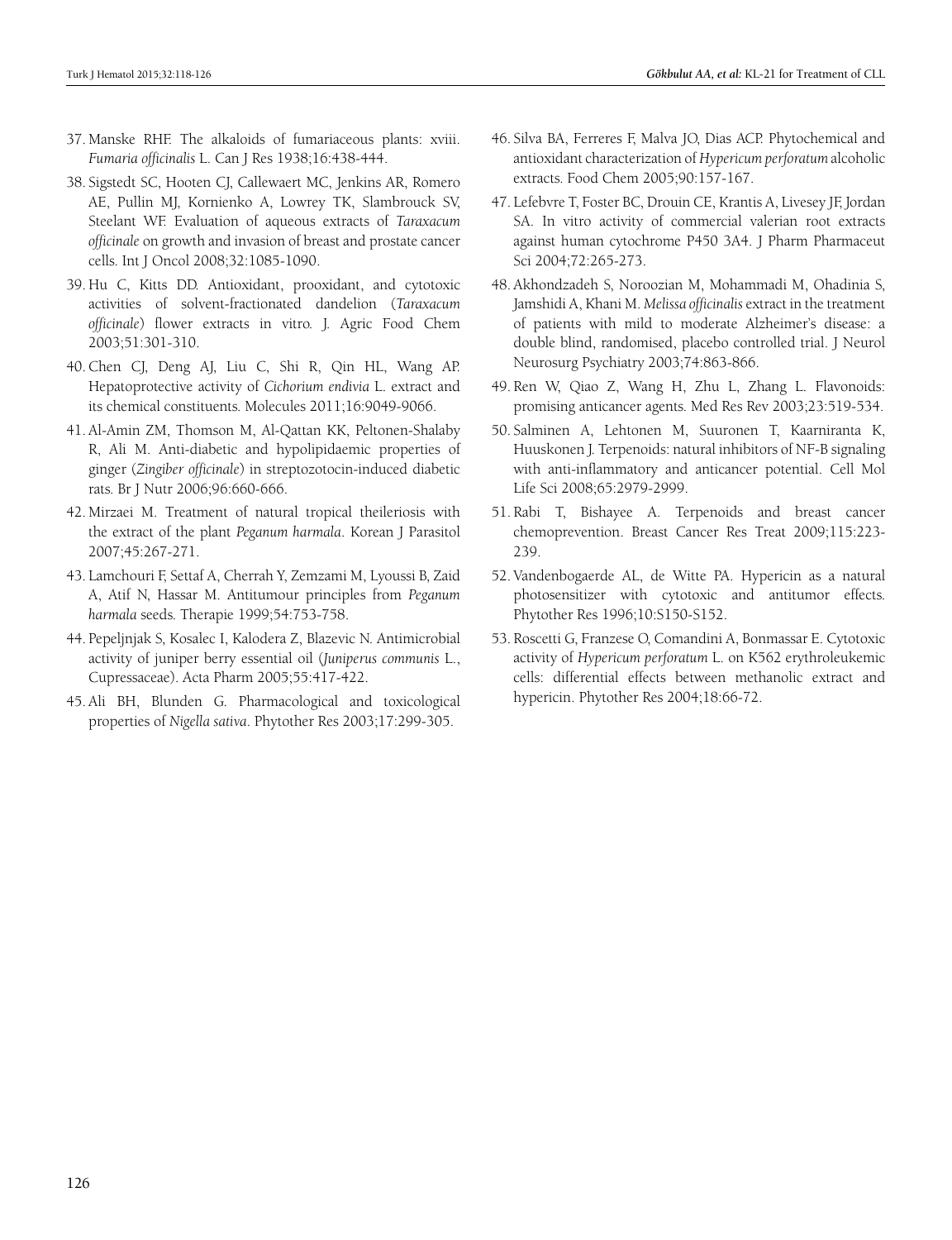37. Manske RHF. The alkaloids of fumariaceous plants: xviii. *Fumaria officinalis* L. Can J Res 1938;16:438-444.

38. Sigstedt SC, Hooten CJ, Callewaert MC, Jenkins AR, Romero AE, Pullin MJ, Kornienko A, Lowrey TK, Slambrouck SV, Steelant WF. Evaluation of aqueous extracts of *Taraxacum officinale* on growth and invasion of breast and prostate cancer cells. Int J Oncol 2008;32:1085-1090.

39. Hu C, Kitts DD. Antioxidant, prooxidant, and cytotoxic activities of solvent-fractionated dandelion (*Taraxacum officinale*) flower extracts in vitro. J. Agric Food Chem 2003;51:301-310.

40. Chen CJ, Deng AJ, Liu C, Shi R, Qin HL, Wang AP. Hepatoprotective activity of *Cichorium endivia* L. extract and its chemical constituents. Molecules 2011;16:9049-9066.

41. Al-Amin ZM, Thomson M, Al-Qattan KK, Peltonen-Shalaby R, Ali M. Anti-diabetic and hypolipidaemic properties of ginger (*Zingiber officinale*) in streptozotocin-induced diabetic rats. Br J Nutr 2006;96:660-666.

42. Mirzaei M. Treatment of natural tropical theileriosis with the extract of the plant *Peganum harmala*. Korean J Parasitol 2007;45:267-271.

43. Lamchouri F, Settaf A, Cherrah Y, Zemzami M, Lyoussi B, Zaid A, Atif N, Hassar M. Antitumour principles from *Peganum harmala* seeds. Therapie 1999;54:753-758.

44. Pepeljnjak S, Kosalec I, Kalodera Z, Blazevic N. Antimicrobial activity of juniper berry essential oil (*Juniperus communis* L., Cupressaceae). Acta Pharm 2005;55:417-422.

45. Ali BH, Blunden G. Pharmacological and toxicological properties of *Nigella sativa*. Phytother Res 2003;17:299-305.

46. Silva BA, Ferreres F, Malva JO, Dias ACP. Phytochemical and antioxidant characterization of *Hypericum perforatum* alcoholic extracts. Food Chem 2005;90:157-167.

47. Lefebvre T, Foster BC, Drouin CE, Krantis A, Livesey JF, Jordan SA. In vitro activity of commercial valerian root extracts against human cytochrome P450 3A4. J Pharm Pharmaceut Sci 2004;72:265-273.

48. Akhondzadeh S, Noroozian M, Mohammadi M, Ohadinia S, Jamshidi A, Khani M. *Melissa officinalis* extract in the treatment of patients with mild to moderate Alzheimer's disease: a double blind, randomised, placebo controlled trial. J Neurol Neurosurg Psychiatry 2003;74:863-866.

49. Ren W, Qiao Z, Wang H, Zhu L, Zhang L. Flavonoids: promising anticancer agents. Med Res Rev 2003;23:519-534.

50. Salminen A, Lehtonen M, Suuronen T, Kaarniranta K, Huuskonen J. Terpenoids: natural inhibitors of NF-B signaling with anti-inflammatory and anticancer potential. Cell Mol Life Sci 2008;65:2979-2999.

51. Rabi T, Bishayee A. Terpenoids and breast cancer chemoprevention. Breast Cancer Res Treat 2009;115:223-239.

52. Vandenbogaerde AL, de Witte PA. Hypericin as a natural photosensitizer with cytotoxic and antitumor effects. Phytother Res 1996;10:S150-S152.

53. Roscetti G, Franzese O, Comandini A, Bonmassar E. Cytotoxic activity of *Hypericum perforatum* L. on K562 erythroleukemic cells: differential effects between methanolic extract and hypericin. Phytother Res 2004;18:66-72.